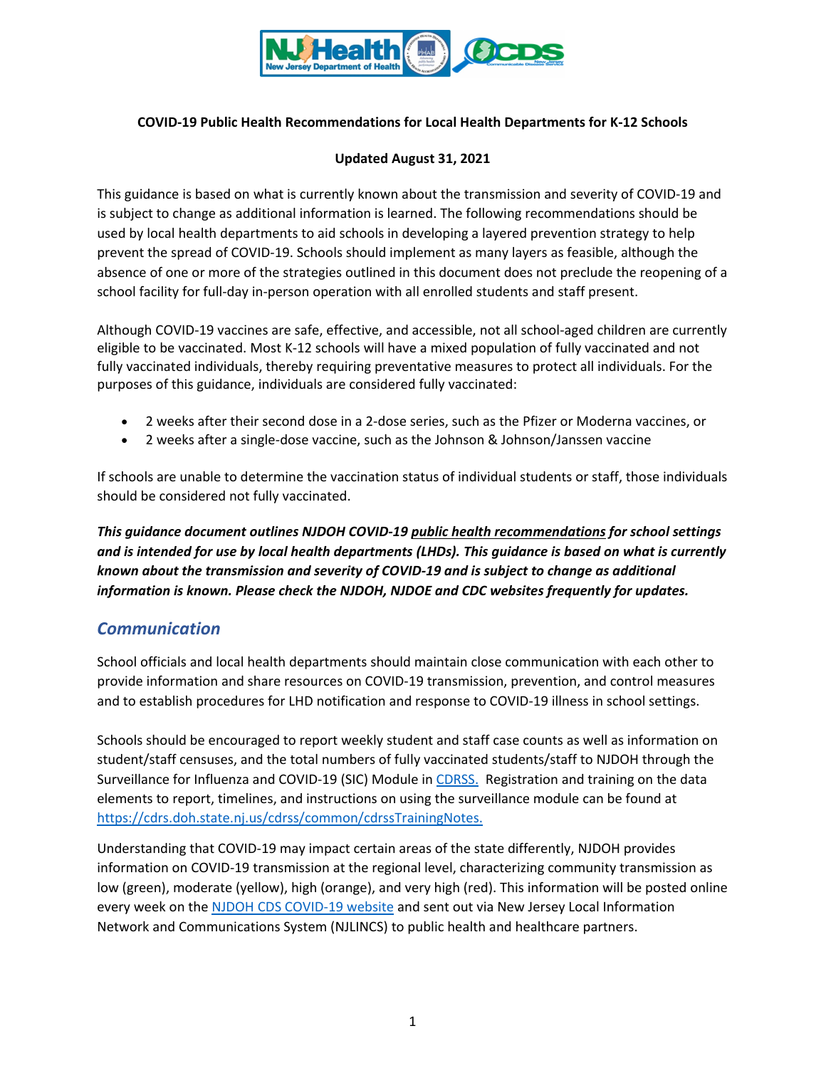**COVID-19 Public Health Recommendations for Local Health Departments for K-12 Schools**

**Updated August 31, 2021**

This guidance is based on what is currently known about the transmission and severity of COVID-19 and is subject to change as additional information is learned. The following recommendations should be used by local health departments to aid schools in developing a layered prevention strategy to help prevent the spread of COVID-19. Schools should implement as many layers as feasible, although the absence of one or more of the strategies outlined in this document does not preclude the reopening of a school facility for full-day in-person operation with all enrolled students and staff present.

Although COVID-19 vaccines are safe, effective, and accessible, not all school-aged children are currently eligible to be vaccinated. Most K-12 schools will have a mixed population of fully vaccinated and not fully vaccinated individuals, thereby requiring preventative measures to protect all individuals. For the purposes of this guidance, individuals are considered fully vaccinated:

- 2 weeks after their second dose in a 2-dose series, such as the Pfizer or Moderna vaccines, or
- 2 weeks after a single-dose vaccine, such as the Johnson & Johnson/Janssen vaccine

If schools are unable to determine the vaccination status of individual students or staff, those individuals should be considered not fully vaccinated.

***This guidance document outlines NJDOH COVID-19 public health recommendations for school settings and is intended for use by local health departments (LHDs). This guidance is based on what is currently known about the transmission and severity of COVID-19 and is subject to change as additional information is known. Please check the NJDOH, NJDOE and CDC websites frequently for updates.***

## *Communication*

School officials and local health departments should maintain close communication with each other to provide information and share resources on COVID-19 transmission, prevention, and control measures and to establish procedures for LHD notification and response to COVID-19 illness in school settings.

Schools should be encouraged to report weekly student and staff case counts as well as information on student/staff censuses, and the total numbers of fully vaccinated students/staff to NJDOH through the Surveillance for Influenza and COVID-19 (SIC) Module in CDRSS. Registration and training on the data elements to report, timelines, and instructions on using the surveillance module can be found at https://cdrs.doh.state.nj.us/cdrss/common/cdrssTrainingNotes.

Understanding that COVID-19 may impact certain areas of the state differently, NJDOH provides information on COVID-19 transmission at the regional level, characterizing community transmission as low (green), moderate (yellow), high (orange), and very high (red). This information will be posted online every week on the NJDOH CDS COVID-19 website and sent out via New Jersey Local Information Network and Communications System (NJLINCS) to public health and healthcare partners.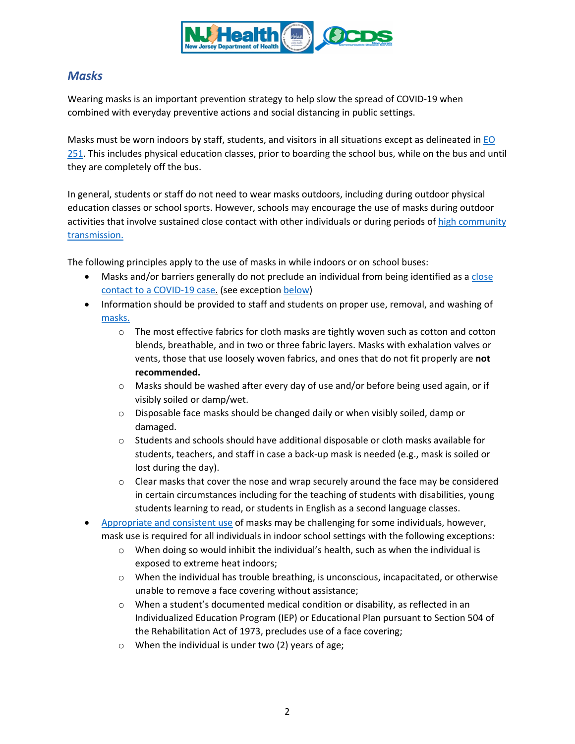## *Masks*

Wearing masks is an important prevention strategy to help slow the spread of COVID-19 when combined with everyday preventive actions and social distancing in public settings.

Masks must be worn indoors by staff, students, and visitors in all situations except as delineated in EO 251. This includes physical education classes, prior to boarding the school bus, while on the bus and until they are completely off the bus.

In general, students or staff do not need to wear masks outdoors, including during outdoor physical education classes or school sports. However, schools may encourage the use of masks during outdoor activities that involve sustained close contact with other individuals or during periods of high community transmission.

The following principles apply to the use of masks in while indoors or on school buses:

- Masks and/or barriers generally do not preclude an individual from being identified as a close contact to a COVID-19 case. (see exception below)
- Information should be provided to staff and students on proper use, removal, and washing of masks.
  - The most effective fabrics for cloth masks are tightly woven such as cotton and cotton blends, breathable, and in two or three fabric layers. Masks with exhalation valves or vents, those that use loosely woven fabrics, and ones that do not fit properly are **not recommended.**
  - Masks should be washed after every day of use and/or before being used again, or if visibly soiled or damp/wet.
  - Disposable face masks should be changed daily or when visibly soiled, damp or damaged.
  - Students and schools should have additional disposable or cloth masks available for students, teachers, and staff in case a back-up mask is needed (e.g., mask is soiled or lost during the day).
  - Clear masks that cover the nose and wrap securely around the face may be considered in certain circumstances including for the teaching of students with disabilities, young students learning to read, or students in English as a second language classes.
- Appropriate and consistent use of masks may be challenging for some individuals, however, mask use is required for all individuals in indoor school settings with the following exceptions:
  - When doing so would inhibit the individual's health, such as when the individual is exposed to extreme heat indoors;
  - When the individual has trouble breathing, is unconscious, incapacitated, or otherwise unable to remove a face covering without assistance;
  - When a student's documented medical condition or disability, as reflected in an Individualized Education Program (IEP) or Educational Plan pursuant to Section 504 of the Rehabilitation Act of 1973, precludes use of a face covering;
  - When the individual is under two (2) years of age;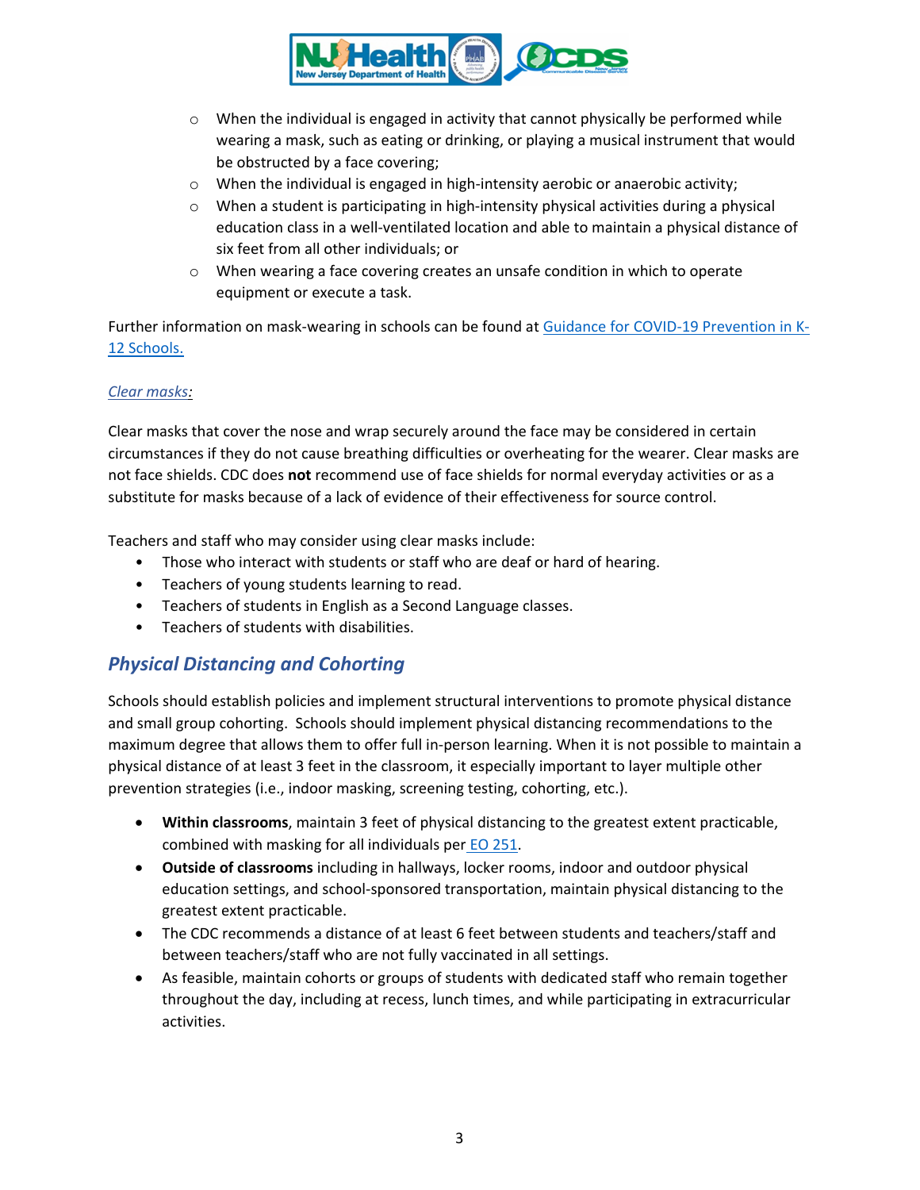- When the individual is engaged in activity that cannot physically be performed while wearing a mask, such as eating or drinking, or playing a musical instrument that would be obstructed by a face covering;
- When the individual is engaged in high-intensity aerobic or anaerobic activity;
- When a student is participating in high-intensity physical activities during a physical education class in a well-ventilated location and able to maintain a physical distance of six feet from all other individuals; or
- When wearing a face covering creates an unsafe condition in which to operate equipment or execute a task.

Further information on mask-wearing in schools can be found at [Guidance for COVID-19 Prevention in K-12 Schools.]()

*Clear masks:*

Clear masks that cover the nose and wrap securely around the face may be considered in certain circumstances if they do not cause breathing difficulties or overheating for the wearer. Clear masks are not face shields. CDC does **not** recommend use of face shields for normal everyday activities or as a substitute for masks because of a lack of evidence of their effectiveness for source control.

Teachers and staff who may consider using clear masks include:

- Those who interact with students or staff who are deaf or hard of hearing.
- Teachers of young students learning to read.
- Teachers of students in English as a Second Language classes.
- Teachers of students with disabilities.

## Physical Distancing and Cohorting

Schools should establish policies and implement structural interventions to promote physical distance and small group cohorting. Schools should implement physical distancing recommendations to the maximum degree that allows them to offer full in-person learning. When it is not possible to maintain a physical distance of at least 3 feet in the classroom, it especially important to layer multiple other prevention strategies (i.e., indoor masking, screening testing, cohorting, etc.).

- **Within classrooms**, maintain 3 feet of physical distancing to the greatest extent practicable, combined with masking for all individuals per [EO 251]().
- **Outside of classrooms** including in hallways, locker rooms, indoor and outdoor physical education settings, and school-sponsored transportation, maintain physical distancing to the greatest extent practicable.
- The CDC recommends a distance of at least 6 feet between students and teachers/staff and between teachers/staff who are not fully vaccinated in all settings.
- As feasible, maintain cohorts or groups of students with dedicated staff who remain together throughout the day, including at recess, lunch times, and while participating in extracurricular activities.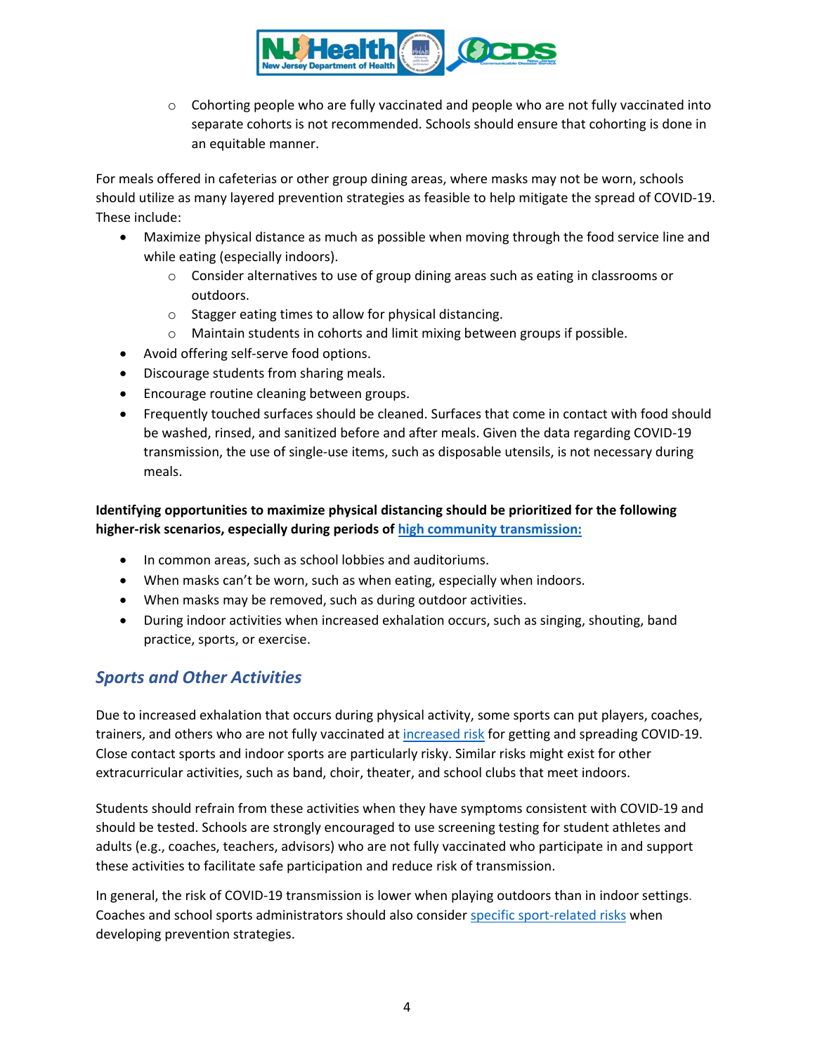- Cohorting people who are fully vaccinated and people who are not fully vaccinated into separate cohorts is not recommended. Schools should ensure that cohorting is done in an equitable manner.

For meals offered in cafeterias or other group dining areas, where masks may not be worn, schools should utilize as many layered prevention strategies as feasible to help mitigate the spread of COVID-19. These include:

- Maximize physical distance as much as possible when moving through the food service line and while eating (especially indoors).
  - Consider alternatives to use of group dining areas such as eating in classrooms or outdoors.
  - Stagger eating times to allow for physical distancing.
  - Maintain students in cohorts and limit mixing between groups if possible.
- Avoid offering self-serve food options.
- Discourage students from sharing meals.
- Encourage routine cleaning between groups.
- Frequently touched surfaces should be cleaned. Surfaces that come in contact with food should be washed, rinsed, and sanitized before and after meals. Given the data regarding COVID-19 transmission, the use of single-use items, such as disposable utensils, is not necessary during meals.

**Identifying opportunities to maximize physical distancing should be prioritized for the following higher-risk scenarios, especially during periods of high community transmission:**

- In common areas, such as school lobbies and auditoriums.
- When masks can't be worn, such as when eating, especially when indoors.
- When masks may be removed, such as during outdoor activities.
- During indoor activities when increased exhalation occurs, such as singing, shouting, band practice, sports, or exercise.

## *Sports and Other Activities*

Due to increased exhalation that occurs during physical activity, some sports can put players, coaches, trainers, and others who are not fully vaccinated at increased risk for getting and spreading COVID-19. Close contact sports and indoor sports are particularly risky. Similar risks might exist for other extracurricular activities, such as band, choir, theater, and school clubs that meet indoors.

Students should refrain from these activities when they have symptoms consistent with COVID-19 and should be tested. Schools are strongly encouraged to use screening testing for student athletes and adults (e.g., coaches, teachers, advisors) who are not fully vaccinated who participate in and support these activities to facilitate safe participation and reduce risk of transmission.

In general, the risk of COVID-19 transmission is lower when playing outdoors than in indoor settings. Coaches and school sports administrators should also consider specific sport-related risks when developing prevention strategies.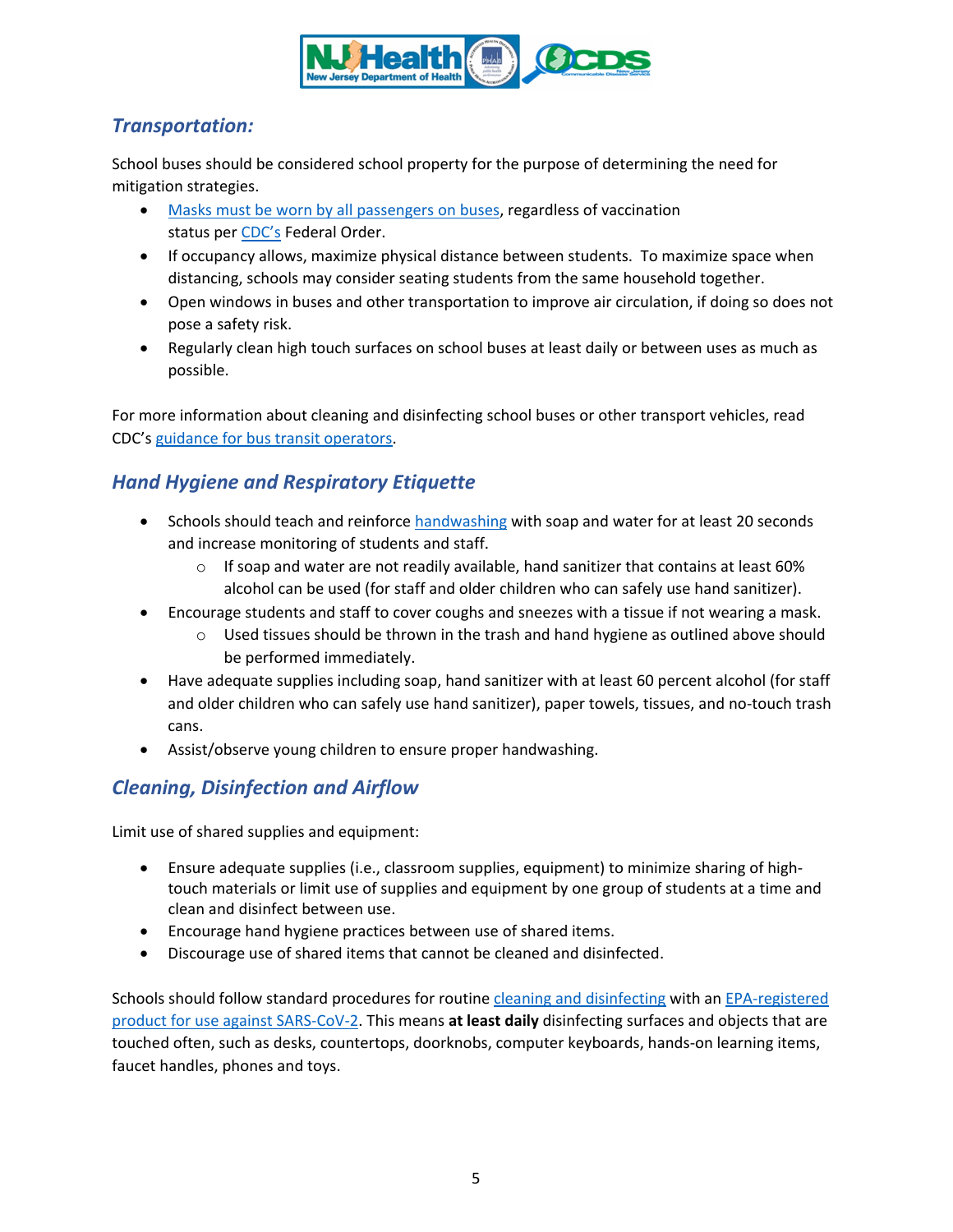## *Transportation:*

School buses should be considered school property for the purpose of determining the need for mitigation strategies.

- Masks must be worn by all passengers on buses, regardless of vaccination status per CDC's Federal Order.
- If occupancy allows, maximize physical distance between students. To maximize space when distancing, schools may consider seating students from the same household together.
- Open windows in buses and other transportation to improve air circulation, if doing so does not pose a safety risk.
- Regularly clean high touch surfaces on school buses at least daily or between uses as much as possible.

For more information about cleaning and disinfecting school buses or other transport vehicles, read CDC's guidance for bus transit operators.

## *Hand Hygiene and Respiratory Etiquette*

- Schools should teach and reinforce handwashing with soap and water for at least 20 seconds and increase monitoring of students and staff.
  - If soap and water are not readily available, hand sanitizer that contains at least 60% alcohol can be used (for staff and older children who can safely use hand sanitizer).
- Encourage students and staff to cover coughs and sneezes with a tissue if not wearing a mask.
  - Used tissues should be thrown in the trash and hand hygiene as outlined above should be performed immediately.
- Have adequate supplies including soap, hand sanitizer with at least 60 percent alcohol (for staff and older children who can safely use hand sanitizer), paper towels, tissues, and no-touch trash cans.
- Assist/observe young children to ensure proper handwashing.

## *Cleaning, Disinfection and Airflow*

Limit use of shared supplies and equipment:

- Ensure adequate supplies (i.e., classroom supplies, equipment) to minimize sharing of high-touch materials or limit use of supplies and equipment by one group of students at a time and clean and disinfect between use.
- Encourage hand hygiene practices between use of shared items.
- Discourage use of shared items that cannot be cleaned and disinfected.

Schools should follow standard procedures for routine cleaning and disinfecting with an EPA-registered product for use against SARS-CoV-2. This means **at least daily** disinfecting surfaces and objects that are touched often, such as desks, countertops, doorknobs, computer keyboards, hands-on learning items, faucet handles, phones and toys.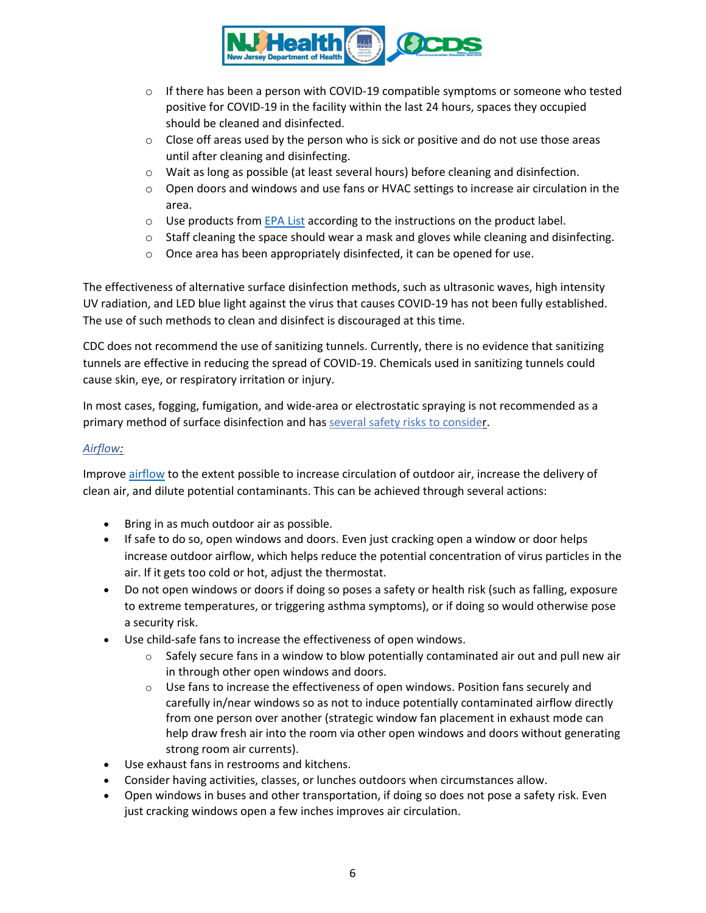- If there has been a person with COVID-19 compatible symptoms or someone who tested positive for COVID-19 in the facility within the last 24 hours, spaces they occupied should be cleaned and disinfected.
- Close off areas used by the person who is sick or positive and do not use those areas until after cleaning and disinfecting.
- Wait as long as possible (at least several hours) before cleaning and disinfection.
- Open doors and windows and use fans or HVAC settings to increase air circulation in the area.
- Use products from EPA List according to the instructions on the product label.
- Staff cleaning the space should wear a mask and gloves while cleaning and disinfecting.
- Once area has been appropriately disinfected, it can be opened for use.

The effectiveness of alternative surface disinfection methods, such as ultrasonic waves, high intensity UV radiation, and LED blue light against the virus that causes COVID-19 has not been fully established. The use of such methods to clean and disinfect is discouraged at this time.

CDC does not recommend the use of sanitizing tunnels. Currently, there is no evidence that sanitizing tunnels are effective in reducing the spread of COVID-19. Chemicals used in sanitizing tunnels could cause skin, eye, or respiratory irritation or injury.

In most cases, fogging, fumigation, and wide-area or electrostatic spraying is not recommended as a primary method of surface disinfection and has several safety risks to consider.

*Airflow:*

Improve airflow to the extent possible to increase circulation of outdoor air, increase the delivery of clean air, and dilute potential contaminants. This can be achieved through several actions:

- Bring in as much outdoor air as possible.
- If safe to do so, open windows and doors. Even just cracking open a window or door helps increase outdoor airflow, which helps reduce the potential concentration of virus particles in the air. If it gets too cold or hot, adjust the thermostat.
- Do not open windows or doors if doing so poses a safety or health risk (such as falling, exposure to extreme temperatures, or triggering asthma symptoms), or if doing so would otherwise pose a security risk.
- Use child-safe fans to increase the effectiveness of open windows.
  - Safely secure fans in a window to blow potentially contaminated air out and pull new air in through other open windows and doors.
  - Use fans to increase the effectiveness of open windows. Position fans securely and carefully in/near windows so as not to induce potentially contaminated airflow directly from one person over another (strategic window fan placement in exhaust mode can help draw fresh air into the room via other open windows and doors without generating strong room air currents).
- Use exhaust fans in restrooms and kitchens.
- Consider having activities, classes, or lunches outdoors when circumstances allow.
- Open windows in buses and other transportation, if doing so does not pose a safety risk. Even just cracking windows open a few inches improves air circulation.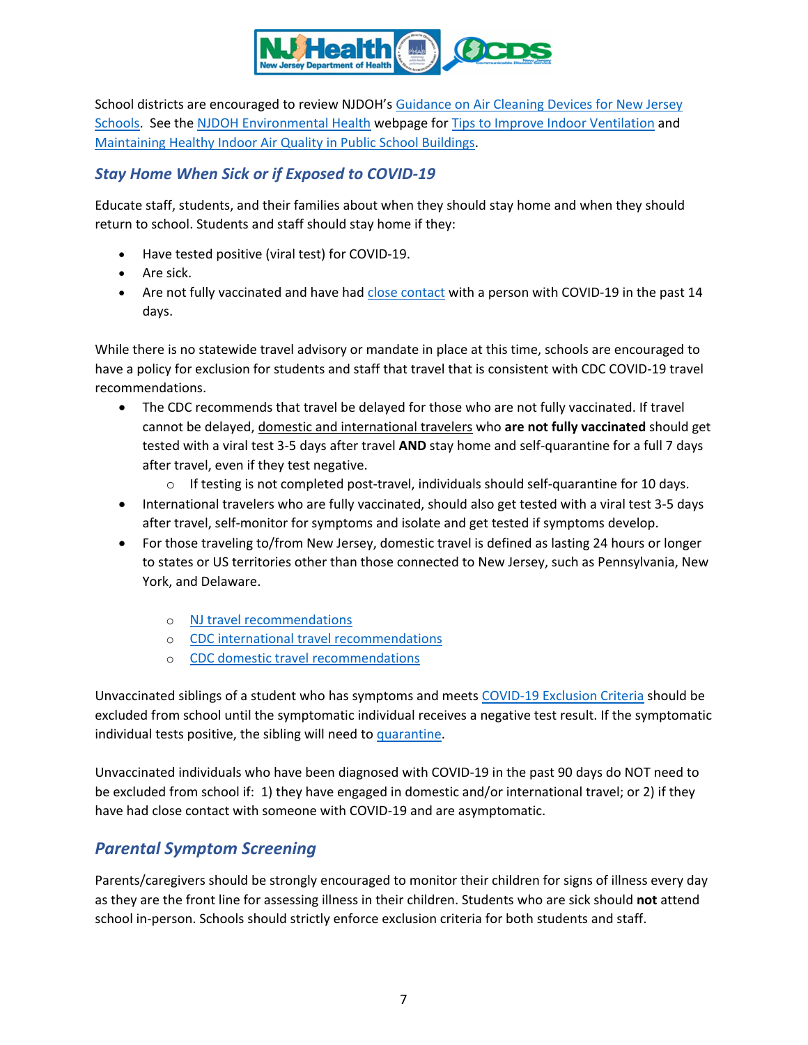School districts are encouraged to review NJDOH's Guidance on Air Cleaning Devices for New Jersey Schools. See the NJDOH Environmental Health webpage for Tips to Improve Indoor Ventilation and Maintaining Healthy Indoor Air Quality in Public School Buildings.

## *Stay Home When Sick or if Exposed to COVID-19*

Educate staff, students, and their families about when they should stay home and when they should return to school. Students and staff should stay home if they:

- Have tested positive (viral test) for COVID-19.
- Are sick.
- Are not fully vaccinated and have had close contact with a person with COVID-19 in the past 14 days.

While there is no statewide travel advisory or mandate in place at this time, schools are encouraged to have a policy for exclusion for students and staff that travel that is consistent with CDC COVID-19 travel recommendations.

- The CDC recommends that travel be delayed for those who are not fully vaccinated. If travel cannot be delayed, domestic and international travelers who **are not fully vaccinated** should get tested with a viral test 3-5 days after travel **AND** stay home and self-quarantine for a full 7 days after travel, even if they test negative.
  - If testing is not completed post-travel, individuals should self-quarantine for 10 days.
- International travelers who are fully vaccinated, should also get tested with a viral test 3-5 days after travel, self-monitor for symptoms and isolate and get tested if symptoms develop.
- For those traveling to/from New Jersey, domestic travel is defined as lasting 24 hours or longer to states or US territories other than those connected to New Jersey, such as Pennsylvania, New York, and Delaware.
  - NJ travel recommendations
  - CDC international travel recommendations
  - CDC domestic travel recommendations

Unvaccinated siblings of a student who has symptoms and meets COVID-19 Exclusion Criteria should be excluded from school until the symptomatic individual receives a negative test result. If the symptomatic individual tests positive, the sibling will need to quarantine.

Unvaccinated individuals who have been diagnosed with COVID-19 in the past 90 days do NOT need to be excluded from school if: 1) they have engaged in domestic and/or international travel; or 2) if they have had close contact with someone with COVID-19 and are asymptomatic.

## *Parental Symptom Screening*

Parents/caregivers should be strongly encouraged to monitor their children for signs of illness every day as they are the front line for assessing illness in their children. Students who are sick should **not** attend school in-person. Schools should strictly enforce exclusion criteria for both students and staff.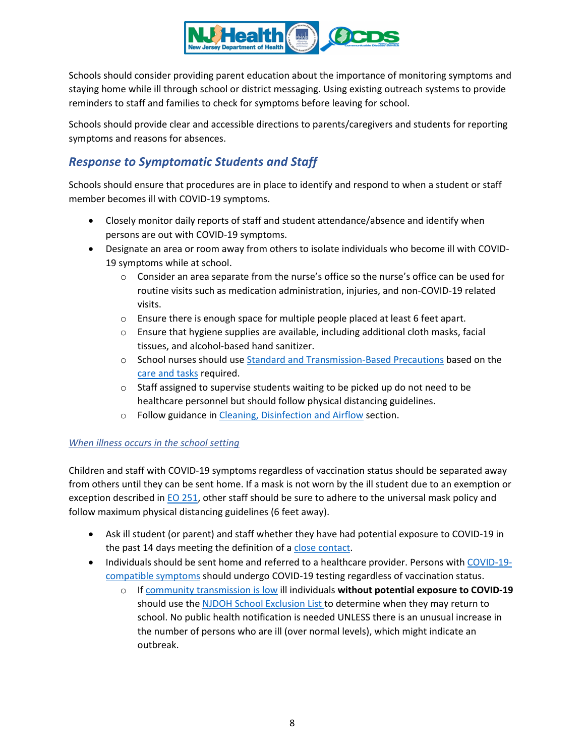Schools should consider providing parent education about the importance of monitoring symptoms and staying home while ill through school or district messaging. Using existing outreach systems to provide reminders to staff and families to check for symptoms before leaving for school.

Schools should provide clear and accessible directions to parents/caregivers and students for reporting symptoms and reasons for absences.

## *Response to Symptomatic Students and Staff*

Schools should ensure that procedures are in place to identify and respond to when a student or staff member becomes ill with COVID-19 symptoms.

- Closely monitor daily reports of staff and student attendance/absence and identify when persons are out with COVID-19 symptoms.
- Designate an area or room away from others to isolate individuals who become ill with COVID-19 symptoms while at school.
  - Consider an area separate from the nurse's office so the nurse's office can be used for routine visits such as medication administration, injuries, and non-COVID-19 related visits.
  - Ensure there is enough space for multiple people placed at least 6 feet apart.
  - Ensure that hygiene supplies are available, including additional cloth masks, facial tissues, and alcohol-based hand sanitizer.
  - School nurses should use Standard and Transmission-Based Precautions based on the care and tasks required.
  - Staff assigned to supervise students waiting to be picked up do not need to be healthcare personnel but should follow physical distancing guidelines.
  - Follow guidance in Cleaning, Disinfection and Airflow section.

### *When illness occurs in the school setting*

Children and staff with COVID-19 symptoms regardless of vaccination status should be separated away from others until they can be sent home. If a mask is not worn by the ill student due to an exemption or exception described in EO 251, other staff should be sure to adhere to the universal mask policy and follow maximum physical distancing guidelines (6 feet away).

- Ask ill student (or parent) and staff whether they have had potential exposure to COVID-19 in the past 14 days meeting the definition of a close contact.
- Individuals should be sent home and referred to a healthcare provider. Persons with COVID-19-compatible symptoms should undergo COVID-19 testing regardless of vaccination status.
  - If community transmission is low ill individuals **without potential exposure to COVID-19** should use the NJDOH School Exclusion List to determine when they may return to school. No public health notification is needed UNLESS there is an unusual increase in the number of persons who are ill (over normal levels), which might indicate an outbreak.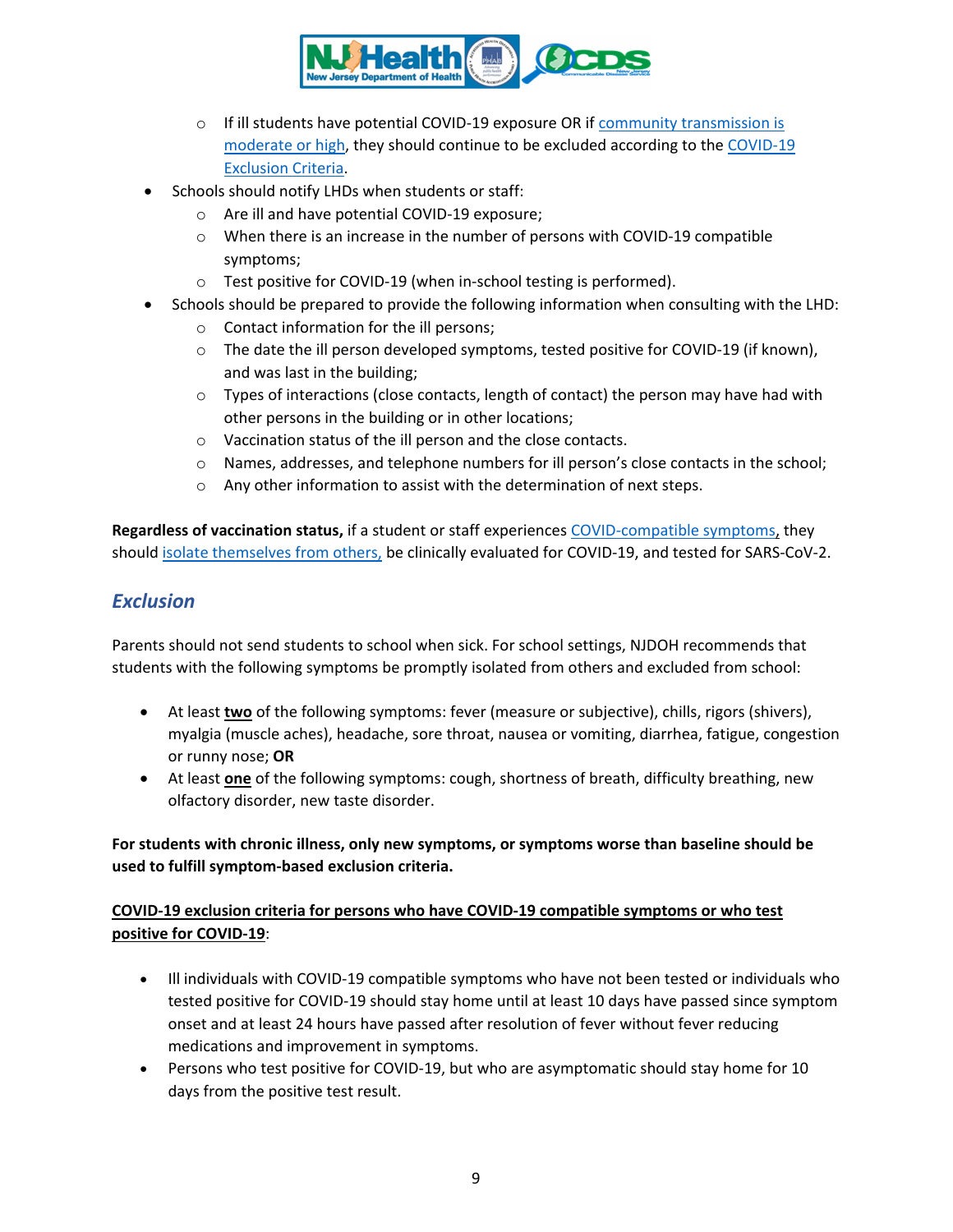- If ill students have potential COVID-19 exposure OR if community transmission is moderate or high, they should continue to be excluded according to the COVID-19 Exclusion Criteria.
- Schools should notify LHDs when students or staff:
  - Are ill and have potential COVID-19 exposure;
  - When there is an increase in the number of persons with COVID-19 compatible symptoms;
  - Test positive for COVID-19 (when in-school testing is performed).
- Schools should be prepared to provide the following information when consulting with the LHD:
  - Contact information for the ill persons;
  - The date the ill person developed symptoms, tested positive for COVID-19 (if known), and was last in the building;
  - Types of interactions (close contacts, length of contact) the person may have had with other persons in the building or in other locations;
  - Vaccination status of the ill person and the close contacts.
  - Names, addresses, and telephone numbers for ill person's close contacts in the school;
  - Any other information to assist with the determination of next steps.

**Regardless of vaccination status,** if a student or staff experiences COVID-compatible symptoms, they should isolate themselves from others, be clinically evaluated for COVID-19, and tested for SARS-CoV-2.

## *Exclusion*

Parents should not send students to school when sick. For school settings, NJDOH recommends that students with the following symptoms be promptly isolated from others and excluded from school:

- At least **two** of the following symptoms: fever (measure or subjective), chills, rigors (shivers), myalgia (muscle aches), headache, sore throat, nausea or vomiting, diarrhea, fatigue, congestion or runny nose; **OR**
- At least **one** of the following symptoms: cough, shortness of breath, difficulty breathing, new olfactory disorder, new taste disorder.

**For students with chronic illness, only new symptoms, or symptoms worse than baseline should be used to fulfill symptom-based exclusion criteria.**

**COVID-19 exclusion criteria for persons who have COVID-19 compatible symptoms or who test positive for COVID-19**:

- Ill individuals with COVID-19 compatible symptoms who have not been tested or individuals who tested positive for COVID-19 should stay home until at least 10 days have passed since symptom onset and at least 24 hours have passed after resolution of fever without fever reducing medications and improvement in symptoms.
- Persons who test positive for COVID-19, but who are asymptomatic should stay home for 10 days from the positive test result.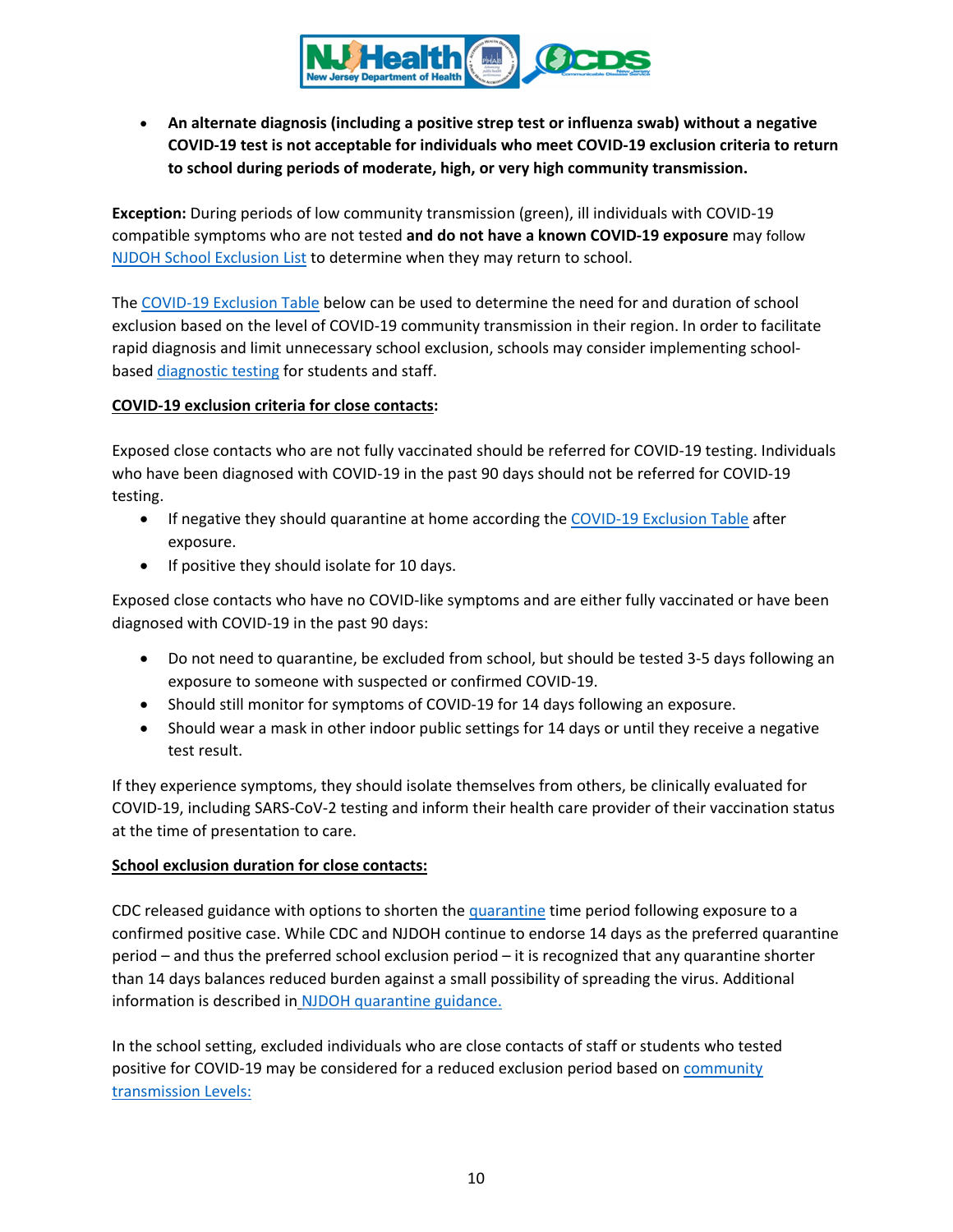- **An alternate diagnosis (including a positive strep test or influenza swab) without a negative COVID-19 test is not acceptable for individuals who meet COVID-19 exclusion criteria to return to school during periods of moderate, high, or very high community transmission.**

**Exception:** During periods of low community transmission (green), ill individuals with COVID-19 compatible symptoms who are not tested **and do not have a known COVID-19 exposure** may follow NJDOH School Exclusion List to determine when they may return to school.

The COVID-19 Exclusion Table below can be used to determine the need for and duration of school exclusion based on the level of COVID-19 community transmission in their region. In order to facilitate rapid diagnosis and limit unnecessary school exclusion, schools may consider implementing school-based diagnostic testing for students and staff.

**COVID-19 exclusion criteria for close contacts:**

Exposed close contacts who are not fully vaccinated should be referred for COVID-19 testing. Individuals who have been diagnosed with COVID-19 in the past 90 days should not be referred for COVID-19 testing.

- If negative they should quarantine at home according the COVID-19 Exclusion Table after exposure.
- If positive they should isolate for 10 days.

Exposed close contacts who have no COVID-like symptoms and are either fully vaccinated or have been diagnosed with COVID-19 in the past 90 days:

- Do not need to quarantine, be excluded from school, but should be tested 3-5 days following an exposure to someone with suspected or confirmed COVID-19.
- Should still monitor for symptoms of COVID-19 for 14 days following an exposure.
- Should wear a mask in other indoor public settings for 14 days or until they receive a negative test result.

If they experience symptoms, they should isolate themselves from others, be clinically evaluated for COVID-19, including SARS-CoV-2 testing and inform their health care provider of their vaccination status at the time of presentation to care.

**School exclusion duration for close contacts:**

CDC released guidance with options to shorten the quarantine time period following exposure to a confirmed positive case. While CDC and NJDOH continue to endorse 14 days as the preferred quarantine period – and thus the preferred school exclusion period – it is recognized that any quarantine shorter than 14 days balances reduced burden against a small possibility of spreading the virus. Additional information is described in NJDOH quarantine guidance.

In the school setting, excluded individuals who are close contacts of staff or students who tested positive for COVID-19 may be considered for a reduced exclusion period based on community transmission Levels: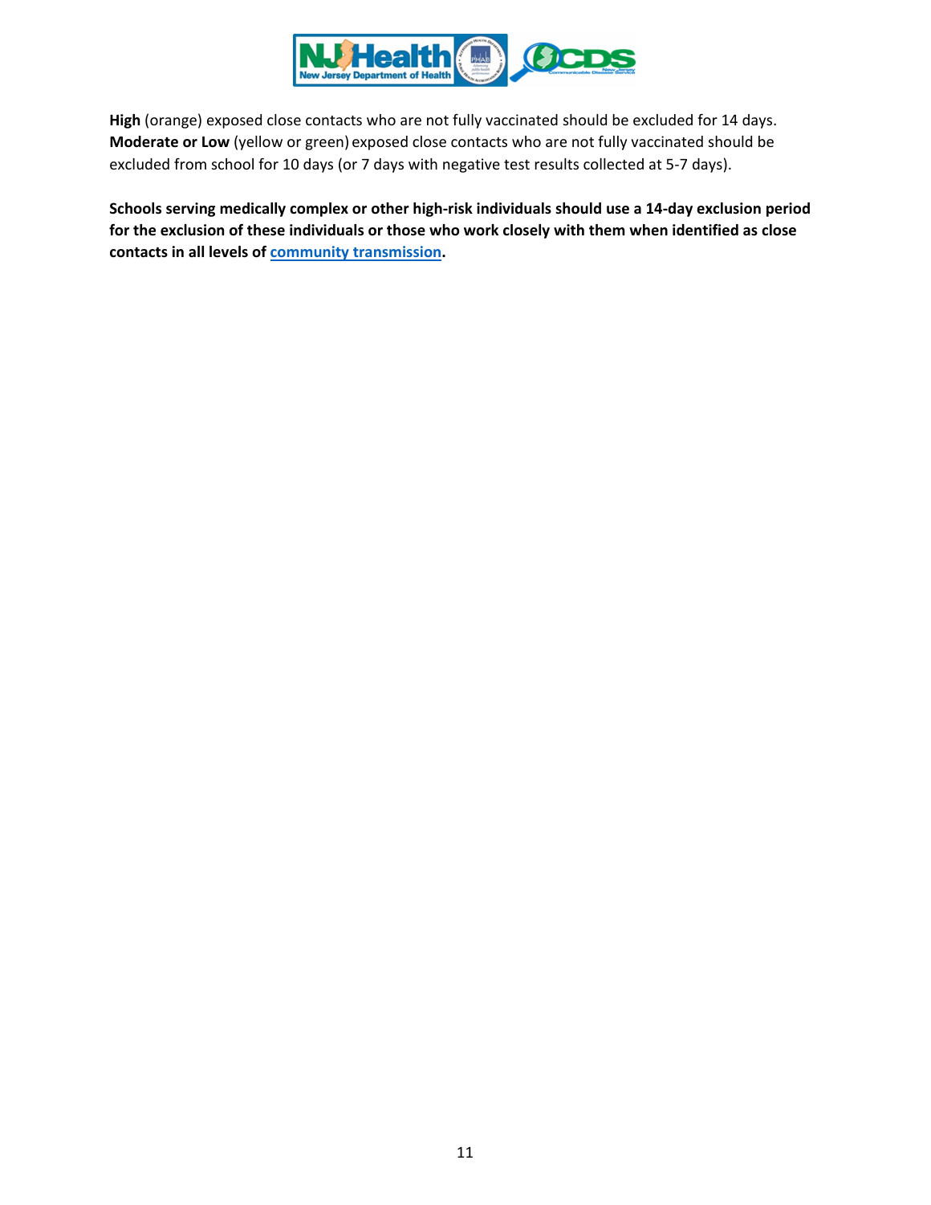**High** (orange) exposed close contacts who are not fully vaccinated should be excluded for 14 days. **Moderate or Low** (yellow or green) exposed close contacts who are not fully vaccinated should be excluded from school for 10 days (or 7 days with negative test results collected at 5-7 days).

**Schools serving medically complex or other high-risk individuals should use a 14-day exclusion period for the exclusion of these individuals or those who work closely with them when identified as close contacts in all levels of community transmission.**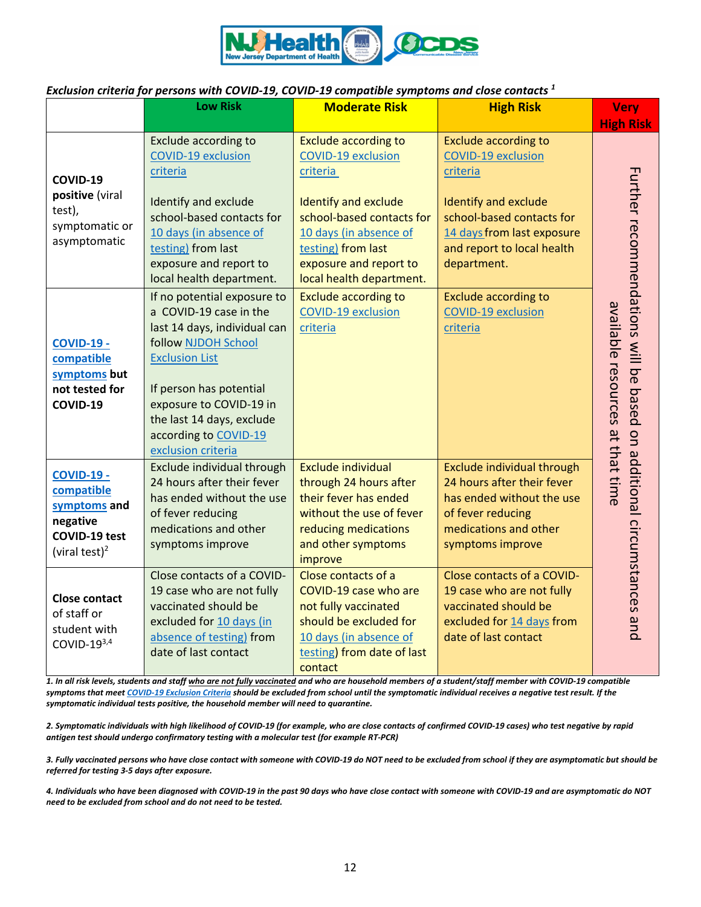***Exclusion criteria for persons with COVID-19, COVID-19 compatible symptoms and close contacts*** [1]

| | Low Risk | Moderate Risk | High Risk | Very High Risk |
|---|---|---|---|---|
| **COVID-19 positive** (viral test), symptomatic or asymptomatic | Exclude according to COVID-19 exclusion criteria<br><br>Identify and exclude school-based contacts for 10 days (in absence of testing) from last exposure and report to local health department. | Exclude according to COVID-19 exclusion criteria<br><br>Identify and exclude school-based contacts for 10 days (in absence of testing) from last exposure and report to local health department. | Exclude according to COVID-19 exclusion criteria<br><br>Identify and exclude school-based contacts for 14 days from last exposure and report to local health department. | Further recommendations will be based on additional circumstances and available resources at that time |
| **COVID-19 - compatible symptoms but not tested for COVID-19** | If no potential exposure to a COVID-19 case in the last 14 days, individual can follow NJDOH School Exclusion List<br><br>If person has potential exposure to COVID-19 in the last 14 days, exclude according to COVID-19 exclusion criteria | Exclude according to COVID-19 exclusion criteria | Exclude according to COVID-19 exclusion criteria | |
| **COVID-19 - compatible symptoms and negative COVID-19 test** (viral test)[2] | Exclude individual through 24 hours after their fever has ended without the use of fever reducing medications and other symptoms improve | Exclude individual through 24 hours after their fever has ended without the use of fever reducing medications and other symptoms improve | Exclude individual through 24 hours after their fever has ended without the use of fever reducing medications and other symptoms improve | |
| **Close contact** of staff or student with COVID-19[3,4] | Close contacts of a COVID-19 case who are not fully vaccinated should be excluded for 10 days (in absence of testing) from date of last contact | Close contacts of a COVID-19 case who are not fully vaccinated should be excluded for 10 days (in absence of testing) from date of last contact | Close contacts of a COVID-19 case who are not fully vaccinated should be excluded for 14 days from date of last contact | |

***1. In all risk levels, students and staff <u>who are not fully vaccinated</u> and who are household members of a student/staff member with COVID-19 compatible symptoms that meet COVID-19 Exclusion Criteria should be excluded from school until the symptomatic individual receives a negative test result. If the symptomatic individual tests positive, the household member will need to quarantine.***

***2. Symptomatic individuals with high likelihood of COVID-19 (for example, who are close contacts of confirmed COVID-19 cases) who test negative by rapid antigen test should undergo confirmatory testing with a molecular test (for example RT-PCR)***

***3. Fully vaccinated persons who have close contact with someone with COVID-19 do NOT need to be excluded from school if they are asymptomatic but should be referred for testing 3-5 days after exposure.***

***4. Individuals who have been diagnosed with COVID-19 in the past 90 days who have close contact with someone with COVID-19 and are asymptomatic do NOT need to be excluded from school and do not need to be tested.***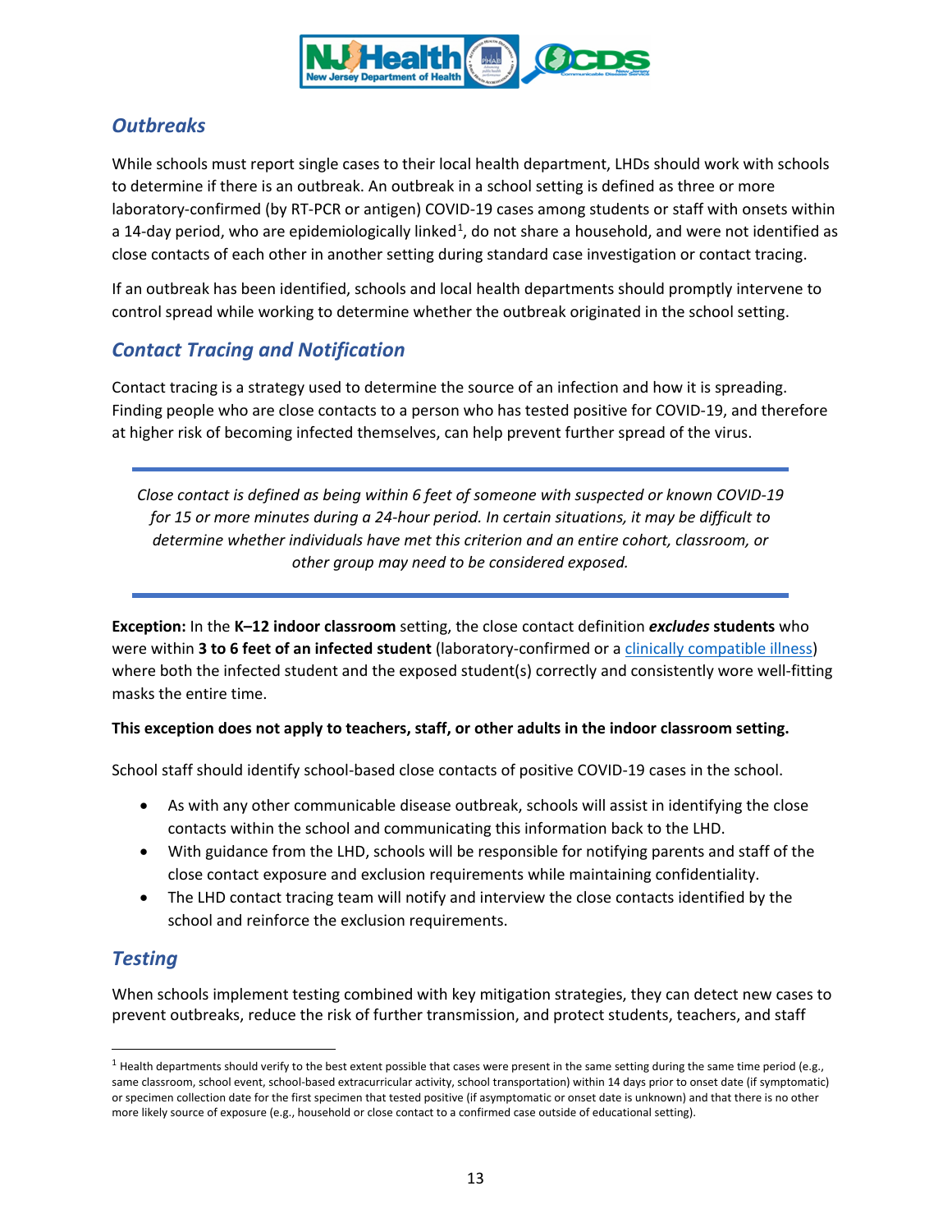## *Outbreaks*

While schools must report single cases to their local health department, LHDs should work with schools to determine if there is an outbreak. An outbreak in a school setting is defined as three or more laboratory-confirmed (by RT-PCR or antigen) COVID-19 cases among students or staff with onsets within a 14-day period, who are epidemiologically linked[1], do not share a household, and were not identified as close contacts of each other in another setting during standard case investigation or contact tracing.

If an outbreak has been identified, schools and local health departments should promptly intervene to control spread while working to determine whether the outbreak originated in the school setting.

## *Contact Tracing and Notification*

Contact tracing is a strategy used to determine the source of an infection and how it is spreading. Finding people who are close contacts to a person who has tested positive for COVID-19, and therefore at higher risk of becoming infected themselves, can help prevent further spread of the virus.

---

*Close contact is defined as being within 6 feet of someone with suspected or known COVID-19 for 15 or more minutes during a 24-hour period. In certain situations, it may be difficult to determine whether individuals have met this criterion and an entire cohort, classroom, or other group may need to be considered exposed.*

---

**Exception:** In the **K–12 indoor classroom** setting, the close contact definition ***excludes*** **students** who were within **3 to 6 feet of an infected student** (laboratory-confirmed or a [clinically compatible illness](#)) where both the infected student and the exposed student(s) correctly and consistently wore well-fitting masks the entire time.

**This exception does not apply to teachers, staff, or other adults in the indoor classroom setting.**

School staff should identify school-based close contacts of positive COVID-19 cases in the school.

- As with any other communicable disease outbreak, schools will assist in identifying the close contacts within the school and communicating this information back to the LHD.
- With guidance from the LHD, schools will be responsible for notifying parents and staff of the close contact exposure and exclusion requirements while maintaining confidentiality.
- The LHD contact tracing team will notify and interview the close contacts identified by the school and reinforce the exclusion requirements.

## *Testing*

When schools implement testing combined with key mitigation strategies, they can detect new cases to prevent outbreaks, reduce the risk of further transmission, and protect students, teachers, and staff

---

[1] Health departments should verify to the best extent possible that cases were present in the same setting during the same time period (e.g., same classroom, school event, school-based extracurricular activity, school transportation) within 14 days prior to onset date (if symptomatic) or specimen collection date for the first specimen that tested positive (if asymptomatic or onset date is unknown) and that there is no other more likely source of exposure (e.g., household or close contact to a confirmed case outside of educational setting).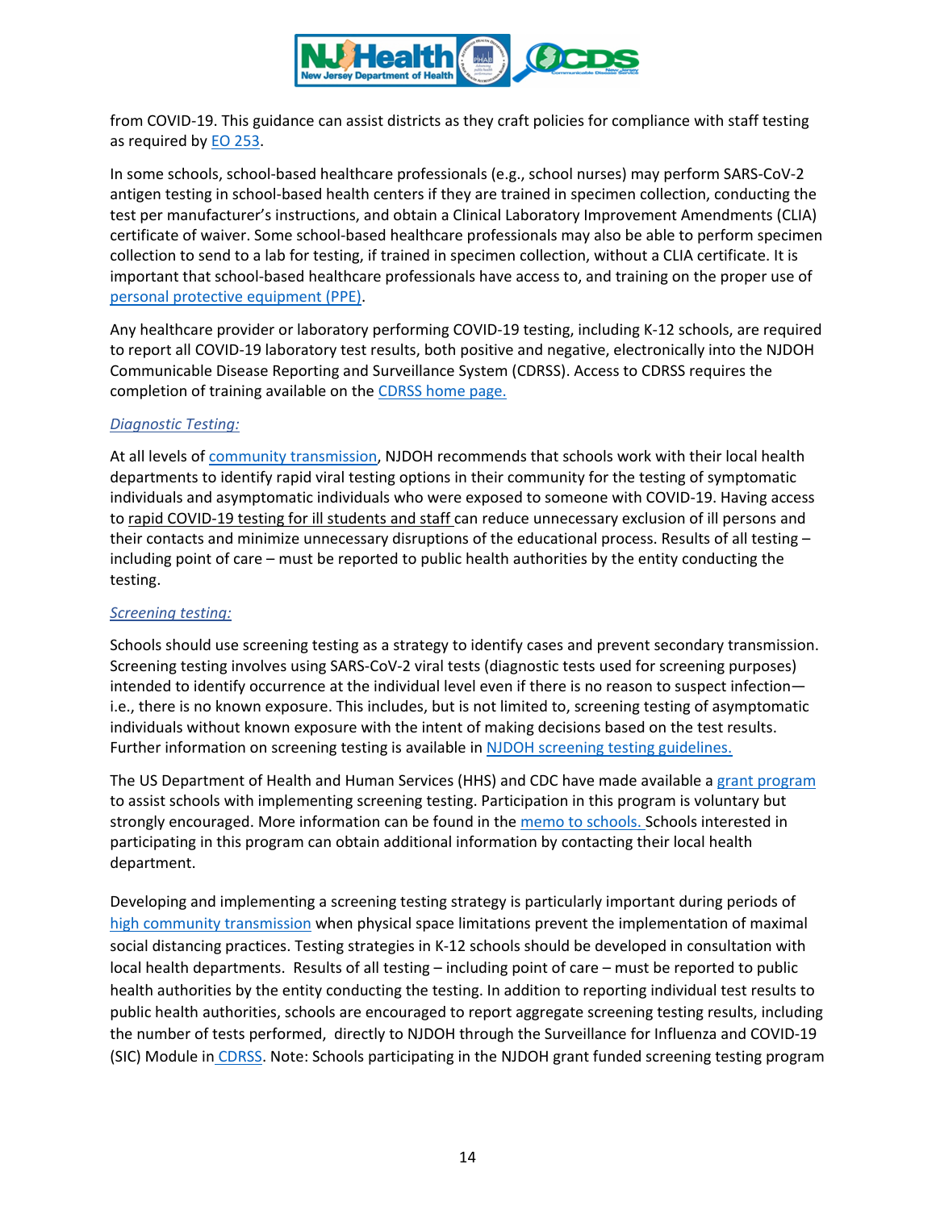from COVID-19. This guidance can assist districts as they craft policies for compliance with staff testing as required by EO 253.

In some schools, school-based healthcare professionals (e.g., school nurses) may perform SARS-CoV-2 antigen testing in school-based health centers if they are trained in specimen collection, conducting the test per manufacturer's instructions, and obtain a Clinical Laboratory Improvement Amendments (CLIA) certificate of waiver. Some school-based healthcare professionals may also be able to perform specimen collection to send to a lab for testing, if trained in specimen collection, without a CLIA certificate. It is important that school-based healthcare professionals have access to, and training on the proper use of personal protective equipment (PPE).

Any healthcare provider or laboratory performing COVID-19 testing, including K-12 schools, are required to report all COVID-19 laboratory test results, both positive and negative, electronically into the NJDOH Communicable Disease Reporting and Surveillance System (CDRSS). Access to CDRSS requires the completion of training available on the CDRSS home page.

*Diagnostic Testing:*

At all levels of community transmission, NJDOH recommends that schools work with their local health departments to identify rapid viral testing options in their community for the testing of symptomatic individuals and asymptomatic individuals who were exposed to someone with COVID-19. Having access to rapid COVID-19 testing for ill students and staff can reduce unnecessary exclusion of ill persons and their contacts and minimize unnecessary disruptions of the educational process. Results of all testing – including point of care – must be reported to public health authorities by the entity conducting the testing.

*Screening testing:*

Schools should use screening testing as a strategy to identify cases and prevent secondary transmission. Screening testing involves using SARS-CoV-2 viral tests (diagnostic tests used for screening purposes) intended to identify occurrence at the individual level even if there is no reason to suspect infection—i.e., there is no known exposure. This includes, but is not limited to, screening testing of asymptomatic individuals without known exposure with the intent of making decisions based on the test results. Further information on screening testing is available in NJDOH screening testing guidelines.

The US Department of Health and Human Services (HHS) and CDC have made available a grant program to assist schools with implementing screening testing. Participation in this program is voluntary but strongly encouraged. More information can be found in the memo to schools. Schools interested in participating in this program can obtain additional information by contacting their local health department.

Developing and implementing a screening testing strategy is particularly important during periods of high community transmission when physical space limitations prevent the implementation of maximal social distancing practices. Testing strategies in K-12 schools should be developed in consultation with local health departments. Results of all testing – including point of care – must be reported to public health authorities by the entity conducting the testing. In addition to reporting individual test results to public health authorities, schools are encouraged to report aggregate screening testing results, including the number of tests performed, directly to NJDOH through the Surveillance for Influenza and COVID-19 (SIC) Module in CDRSS. Note: Schools participating in the NJDOH grant funded screening testing program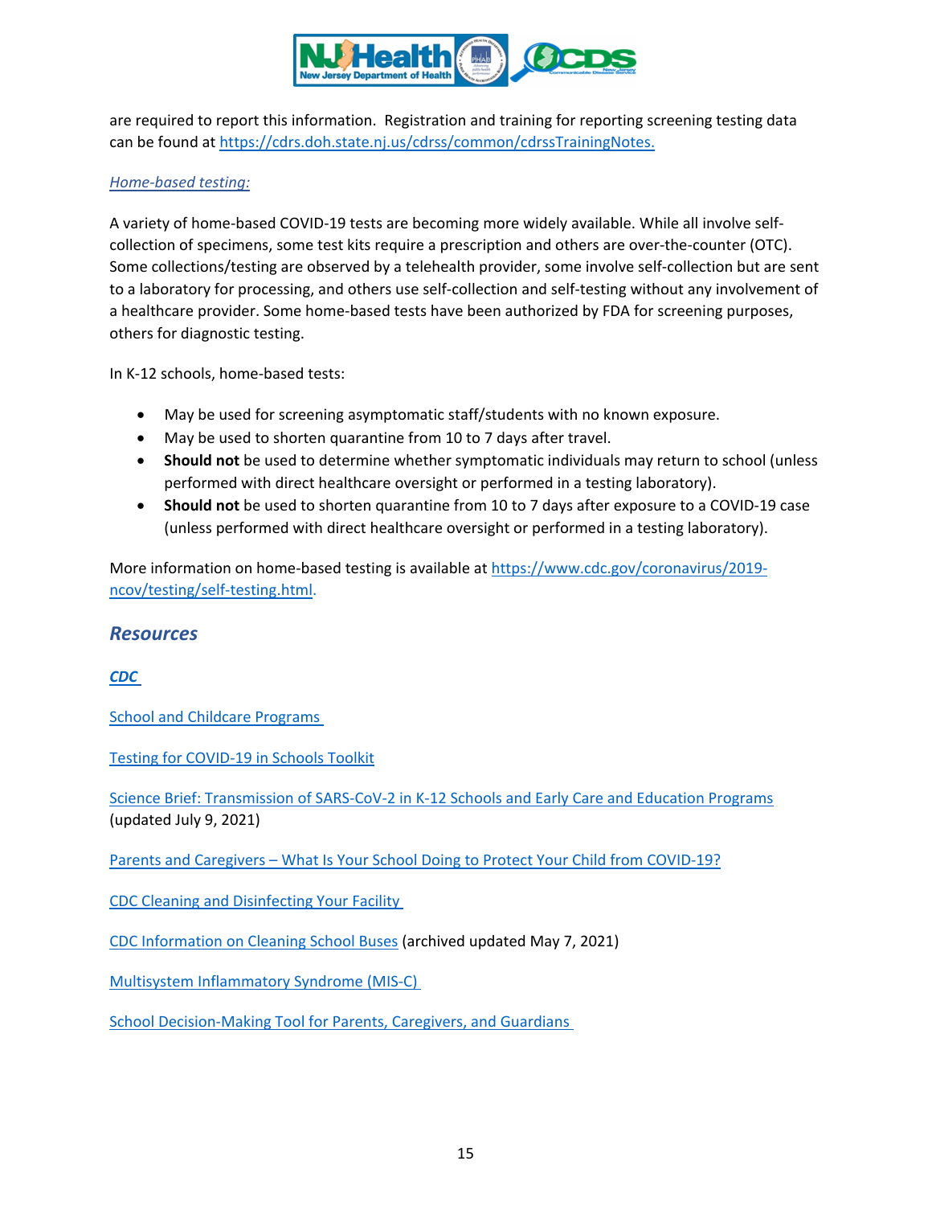are required to report this information. Registration and training for reporting screening testing data can be found at [https://cdrs.doh.state.nj.us/cdrss/common/cdrssTrainingNotes.](https://cdrs.doh.state.nj.us/cdrss/common/cdrssTrainingNotes)

*Home-based testing:*

A variety of home-based COVID-19 tests are becoming more widely available. While all involve self-collection of specimens, some test kits require a prescription and others are over-the-counter (OTC). Some collections/testing are observed by a telehealth provider, some involve self-collection but are sent to a laboratory for processing, and others use self-collection and self-testing without any involvement of a healthcare provider. Some home-based tests have been authorized by FDA for screening purposes, others for diagnostic testing.

In K-12 schools, home-based tests:

- May be used for screening asymptomatic staff/students with no known exposure.
- May be used to shorten quarantine from 10 to 7 days after travel.
- **Should not** be used to determine whether symptomatic individuals may return to school (unless performed with direct healthcare oversight or performed in a testing laboratory).
- **Should not** be used to shorten quarantine from 10 to 7 days after exposure to a COVID-19 case (unless performed with direct healthcare oversight or performed in a testing laboratory).

More information on home-based testing is available at [https://www.cdc.gov/coronavirus/2019-ncov/testing/self-testing.html](https://www.cdc.gov/coronavirus/2019-ncov/testing/self-testing.html).

## Resources

***CDC***

School and Childcare Programs

Testing for COVID-19 in Schools Toolkit

Science Brief: Transmission of SARS-CoV-2 in K-12 Schools and Early Care and Education Programs (updated July 9, 2021)

Parents and Caregivers – What Is Your School Doing to Protect Your Child from COVID-19?

CDC Cleaning and Disinfecting Your Facility

CDC Information on Cleaning School Buses (archived updated May 7, 2021)

Multisystem Inflammatory Syndrome (MIS-C)

School Decision-Making Tool for Parents, Caregivers, and Guardians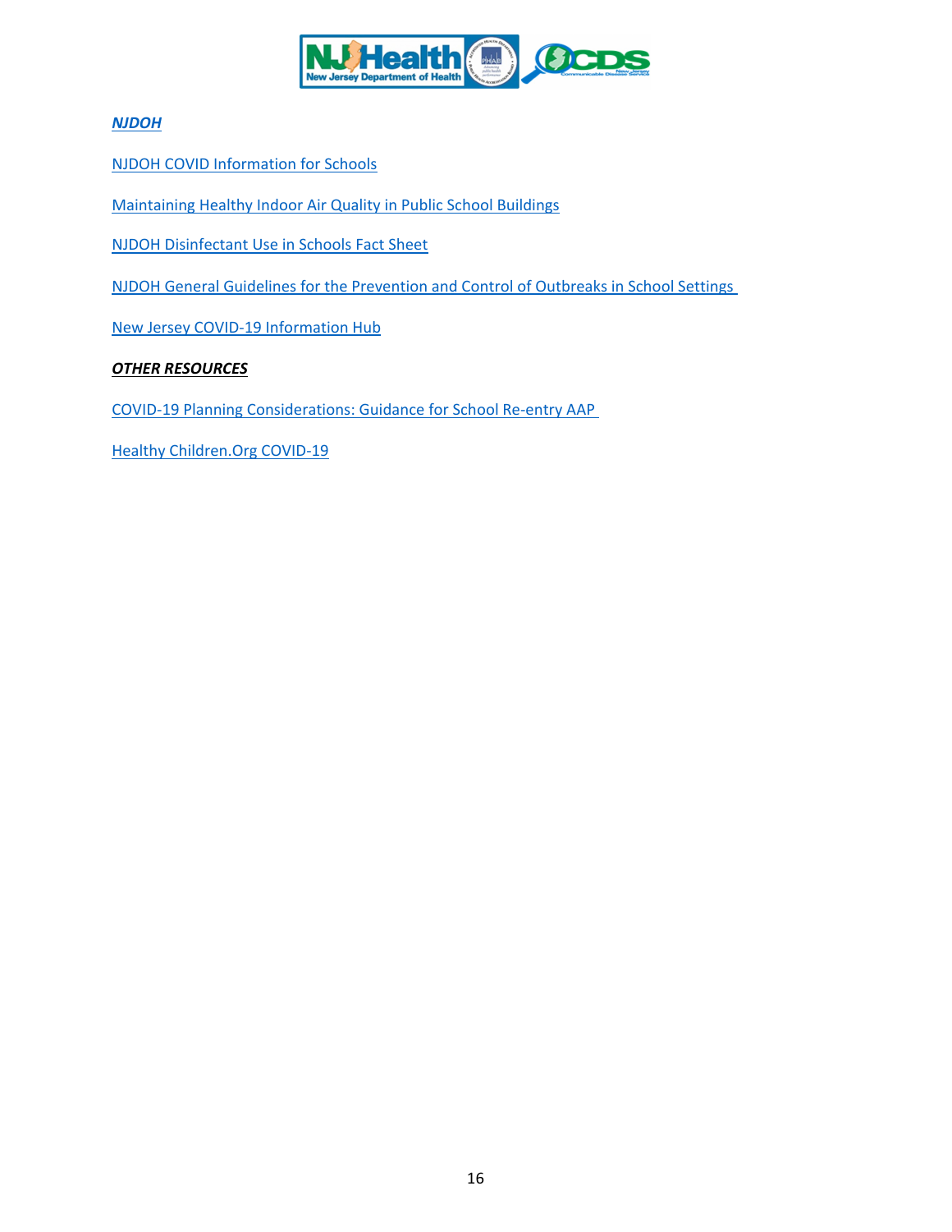***NJDOH***

NJDOH COVID Information for Schools

Maintaining Healthy Indoor Air Quality in Public School Buildings

NJDOH Disinfectant Use in Schools Fact Sheet

NJDOH General Guidelines for the Prevention and Control of Outbreaks in School Settings

New Jersey COVID-19 Information Hub

***OTHER RESOURCES***

COVID-19 Planning Considerations: Guidance for School Re-entry AAP

Healthy Children.Org COVID-19